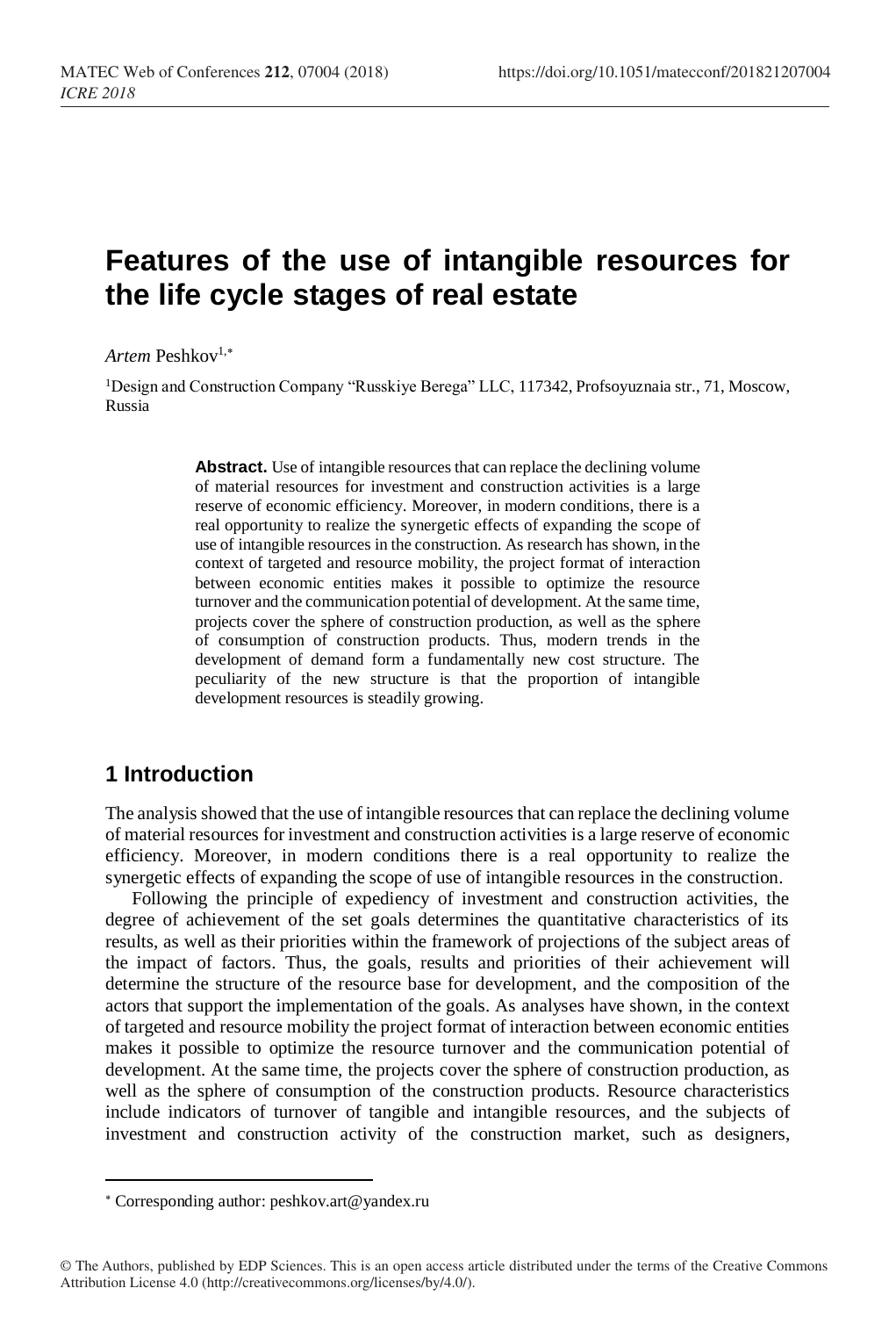# Features of the use of intangible resources for the life cycle stages of real estate

*Artem* Peshkov[1,*]

[1]Design and Construction Company "Russkiye Berega" LLC, 117342, Profsoyuznaia str., 71, Moscow, Russia

**Abstract.** Use of intangible resources that can replace the declining volume of material resources for investment and construction activities is a large reserve of economic efficiency. Moreover, in modern conditions, there is a real opportunity to realize the synergetic effects of expanding the scope of use of intangible resources in the construction. As research has shown, in the context of targeted and resource mobility, the project format of interaction between economic entities makes it possible to optimize the resource turnover and the communication potential of development. At the same time, projects cover the sphere of construction production, as well as the sphere of consumption of construction products. Thus, modern trends in the development of demand form a fundamentally new cost structure. The peculiarity of the new structure is that the proportion of intangible development resources is steadily growing.

## 1 Introduction

The analysis showed that the use of intangible resources that can replace the declining volume of material resources for investment and construction activities is a large reserve of economic efficiency. Moreover, in modern conditions there is a real opportunity to realize the synergetic effects of expanding the scope of use of intangible resources in the construction.

Following the principle of expediency of investment and construction activities, the degree of achievement of the set goals determines the quantitative characteristics of its results, as well as their priorities within the framework of projections of the subject areas of the impact of factors. Thus, the goals, results and priorities of their achievement will determine the structure of the resource base for development, and the composition of the actors that support the implementation of the goals. As analyses have shown, in the context of targeted and resource mobility the project format of interaction between economic entities makes it possible to optimize the resource turnover and the communication potential of development. At the same time, the projects cover the sphere of construction production, as well as the sphere of consumption of the construction products. Resource characteristics include indicators of turnover of tangible and intangible resources, and the subjects of investment and construction activity of the construction market, such as designers,

* Corresponding author: peshkov.art@yandex.ru

© The Authors, published by EDP Sciences. This is an open access article distributed under the terms of the Creative Commons Attribution License 4.0 (http://creativecommons.org/licenses/by/4.0/).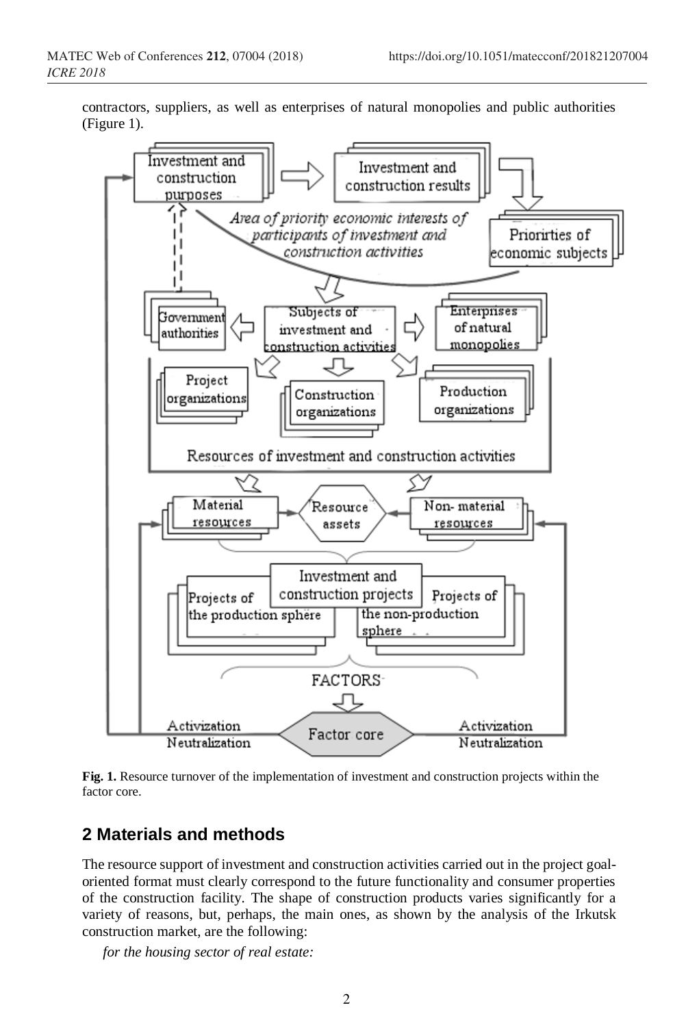contractors, suppliers, as well as enterprises of natural monopolies and public authorities (Figure 1).

Investment and construction purposes

Investment and construction results

Priorirties of economic subjects

Area of priority economic interests of participants of investment and construction activities

Government authorities

Subjects of investment and construction activities

Enterprises of natural monopolies

Project organizations

Construction organizations

Production organizations

Resources of investment and construction activities

Material resources

Resource assets

Non- material resources

Investment and construction projects

Projects of the production sphere

Projects of the non-production sphere

FACTORS

Activization
Neutralization

Factor core

Activization
Neutralization

**Fig. 1.** Resource turnover of the implementation of investment and construction projects within the factor core.

## 2 Materials and methods

The resource support of investment and construction activities carried out in the project goal-oriented format must clearly correspond to the future functionality and consumer properties of the construction facility. The shape of construction products varies significantly for a variety of reasons, but, perhaps, the main ones, as shown by the analysis of the Irkutsk construction market, are the following:

*for the housing sector of real estate:*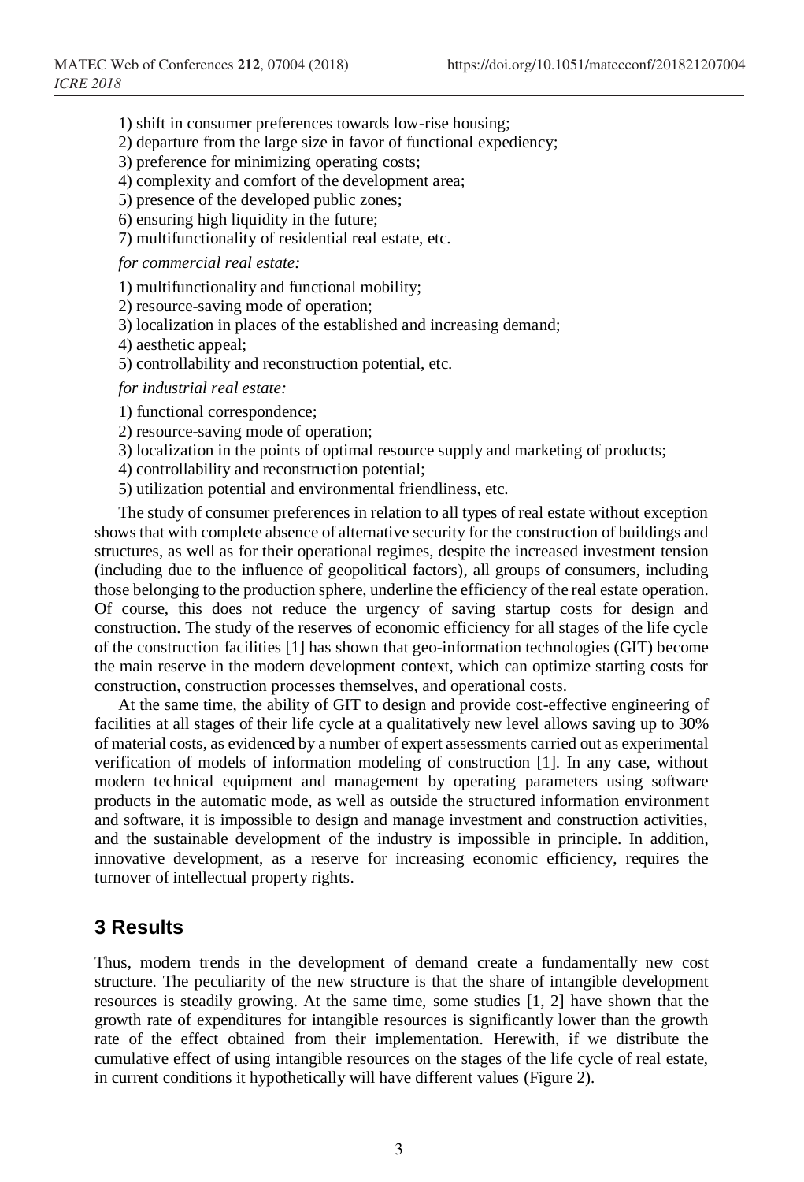1) shift in consumer preferences towards low-rise housing;
2) departure from the large size in favor of functional expediency;
3) preference for minimizing operating costs;
4) complexity and comfort of the development area;
5) presence of the developed public zones;
6) ensuring high liquidity in the future;
7) multifunctionality of residential real estate, etc.

*for commercial real estate:*

1) multifunctionality and functional mobility;
2) resource-saving mode of operation;
3) localization in places of the established and increasing demand;
4) aesthetic appeal;
5) controllability and reconstruction potential, etc.

*for industrial real estate:*

1) functional correspondence;
2) resource-saving mode of operation;
3) localization in the points of optimal resource supply and marketing of products;
4) controllability and reconstruction potential;
5) utilization potential and environmental friendliness, etc.

The study of consumer preferences in relation to all types of real estate without exception shows that with complete absence of alternative security for the construction of buildings and structures, as well as for their operational regimes, despite the increased investment tension (including due to the influence of geopolitical factors), all groups of consumers, including those belonging to the production sphere, underline the efficiency of the real estate operation. Of course, this does not reduce the urgency of saving startup costs for design and construction. The study of the reserves of economic efficiency for all stages of the life cycle of the construction facilities [1] has shown that geo-information technologies (GIT) become the main reserve in the modern development context, which can optimize starting costs for construction, construction processes themselves, and operational costs.

At the same time, the ability of GIT to design and provide cost-effective engineering of facilities at all stages of their life cycle at a qualitatively new level allows saving up to 30% of material costs, as evidenced by a number of expert assessments carried out as experimental verification of models of information modeling of construction [1]. In any case, without modern technical equipment and management by operating parameters using software products in the automatic mode, as well as outside the structured information environment and software, it is impossible to design and manage investment and construction activities, and the sustainable development of the industry is impossible in principle. In addition, innovative development, as a reserve for increasing economic efficiency, requires the turnover of intellectual property rights.

## 3 Results

Thus, modern trends in the development of demand create a fundamentally new cost structure. The peculiarity of the new structure is that the share of intangible development resources is steadily growing. At the same time, some studies [1, 2] have shown that the growth rate of expenditures for intangible resources is significantly lower than the growth rate of the effect obtained from their implementation. Herewith, if we distribute the cumulative effect of using intangible resources on the stages of the life cycle of real estate, in current conditions it hypothetically will have different values (Figure 2).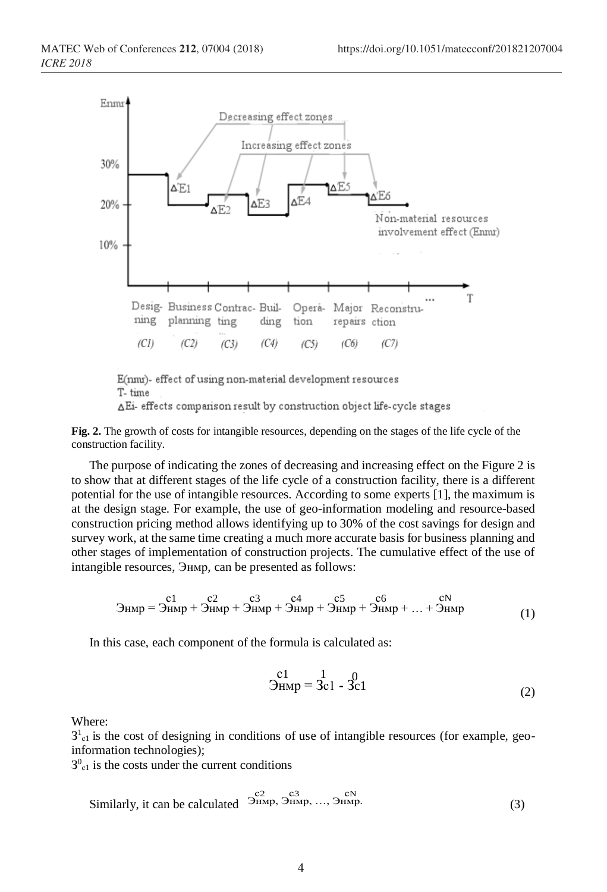Enmr

Decreasing effect zones

Increasing effect zones

30%

20%

10%

ΔE1

ΔE2

ΔE3

ΔE4

ΔE5

ΔE6

Non-material resources involvement effect (Enmr)

T

...

Designing (C1)

Business planning (C2)

Contracting (C3)

Building (C4)

Operation (C5)

Major repairs (C6)

Reconstruction (C7)

E(nmr)- effect of using non-material development resources

T- time

ΔEi- effects comparison result by construction object life-cycle stages

**Fig. 2.** The growth of costs for intangible resources, depending on the stages of the life cycle of the construction facility.

The purpose of indicating the zones of decreasing and increasing effect on the Figure 2 is to show that at different stages of the life cycle of a construction facility, there is a different potential for the use of intangible resources. According to some experts [1], the maximum is at the design stage. For example, the use of geo-information modeling and resource-based construction pricing method allows identifying up to 30% of the cost savings for design and survey work, at the same time creating a much more accurate basis for business planning and other stages of implementation of construction projects. The cumulative effect of the use of intangible resources, Энмр, can be presented as follows:

$$Энмр = Энмр^{c1} + Энмр^{c2} + Энмр^{c3} + Энмр^{c4} + Энмр^{c5} + Энмр^{c6} + \ldots + Энмр^{cN} \tag{1}$$

In this case, each component of the formula is calculated as:

$$Энмр^{c1} = З^{1}_{c1} - З^{0}_{c1} \tag{2}$$

Where:

$З^{1}_{c1}$ is the cost of designing in conditions of use of intangible resources (for example, geo-information technologies);

$З^{0}_{c1}$ is the costs under the current conditions

Similarly, it can be calculated $Энмр^{c2}$, $Энмр^{c3}$, …, $Энмр^{cN}$. (3)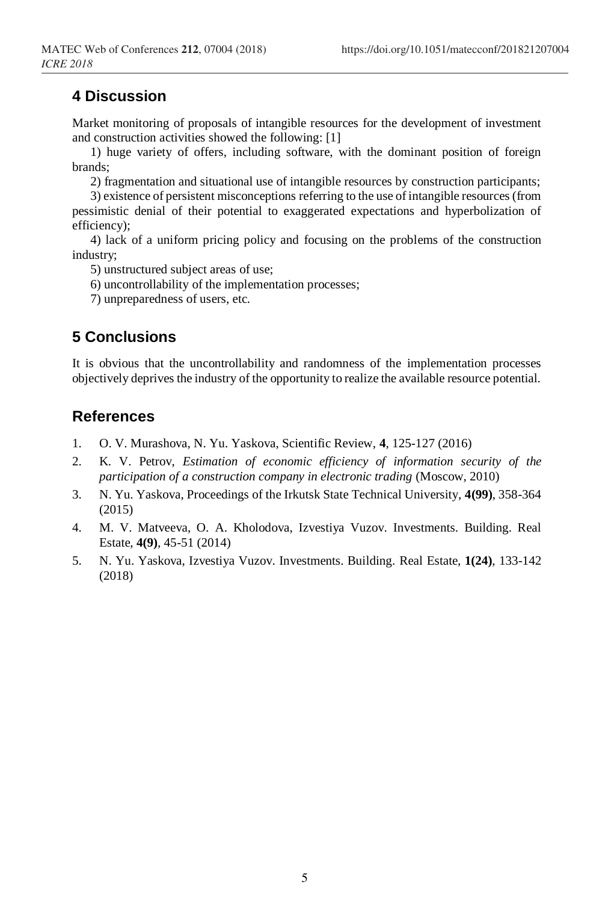## 4 Discussion

Market monitoring of proposals of intangible resources for the development of investment and construction activities showed the following: [1]

1) huge variety of offers, including software, with the dominant position of foreign brands;

2) fragmentation and situational use of intangible resources by construction participants;

3) existence of persistent misconceptions referring to the use of intangible resources (from pessimistic denial of their potential to exaggerated expectations and hyperbolization of efficiency);

4) lack of a uniform pricing policy and focusing on the problems of the construction industry;

5) unstructured subject areas of use;

6) uncontrollability of the implementation processes;

7) unpreparedness of users, etc.

## 5 Conclusions

It is obvious that the uncontrollability and randomness of the implementation processes objectively deprives the industry of the opportunity to realize the available resource potential.

## References

1. O. V. Murashova, N. Yu. Yaskova, Scientific Review, **4**, 125-127 (2016)
2. K. V. Petrov, *Estimation of economic efficiency of information security of the participation of a construction company in electronic trading* (Moscow, 2010)
3. N. Yu. Yaskova, Proceedings of the Irkutsk State Technical University, **4(99)**, 358-364 (2015)
4. M. V. Matveeva, O. A. Kholodova, Izvestiya Vuzov. Investments. Building. Real Estate, **4(9)**, 45-51 (2014)
5. N. Yu. Yaskova, Izvestiya Vuzov. Investments. Building. Real Estate, **1(24)**, 133-142 (2018)